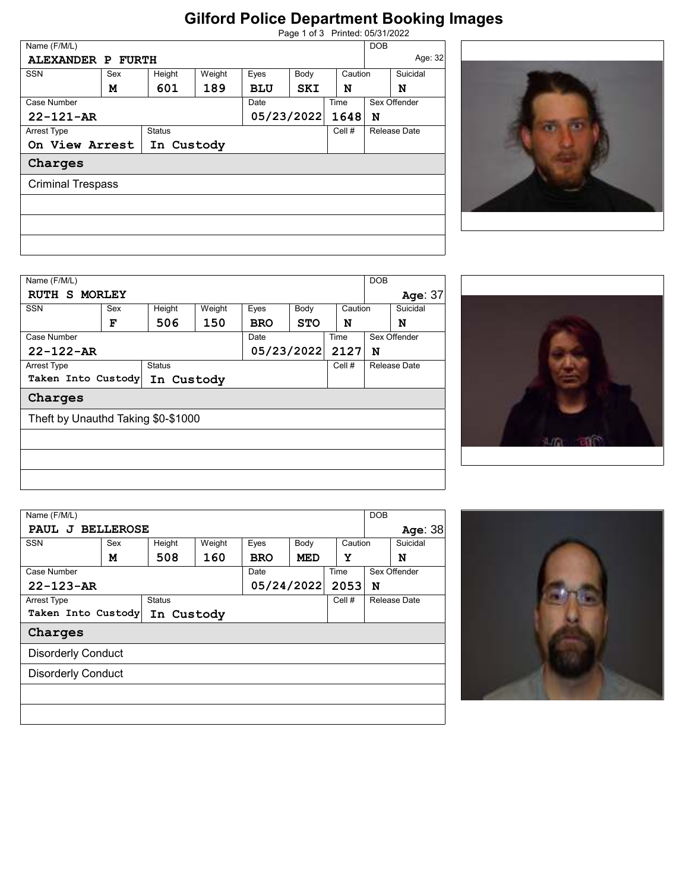# Gilford Police Department Booking Images

Printed: 05/31/2022

| Name (F/M/L) | | | | | | | DOB | |
|---|---|---|---|---|---|---|---|---|
| ALEXANDER P FURTH | | | | | | | Age: 32 | |
| SSN | Sex | Height | Weight | Eyes | Body | Caution | | Suicidal |
| | M | 601 | 189 | BLU | SKI | N | | N |
| Case Number | | | | Date | | Time | Sex Offender | |
| 22-121-AR | | | | 05/23/2022 | | 1648 | N | |
| Arrest Type | | Status | | | | Cell # | Release Date | |
| On View Arrest | | In Custody | | | | | | |

**Charges**

- Criminal Trespass

| Name (F/M/L) | | | | | | | DOB | |
|---|---|---|---|---|---|---|---|---|
| RUTH S MORLEY | | | | | | | Age: 37 | |
| SSN | Sex | Height | Weight | Eyes | Body | Caution | | Suicidal |
| | F | 506 | 150 | BRO | STO | N | | N |
| Case Number | | | | Date | | Time | Sex Offender | |
| 22-122-AR | | | | 05/23/2022 | | 2127 | N | |
| Arrest Type | | Status | | | | Cell # | Release Date | |
| Taken Into Custody | | In Custody | | | | | | |

**Charges**

- Theft by Unauthd Taking $0-$1000

| Name (F/M/L) | | | | | | | DOB | |
|---|---|---|---|---|---|---|---|---|
| PAUL J BELLEROSE | | | | | | | Age: 38 | |
| SSN | Sex | Height | Weight | Eyes | Body | Caution | | Suicidal |
| | M | 508 | 160 | BRO | MED | Y | | N |
| Case Number | | | | Date | | Time | Sex Offender | |
| 22-123-AR | | | | 05/24/2022 | | 2053 | N | |
| Arrest Type | | Status | | | | Cell # | Release Date | |
| Taken Into Custody | | In Custody | | | | | | |

**Charges**

- Disorderly Conduct
- Disorderly Conduct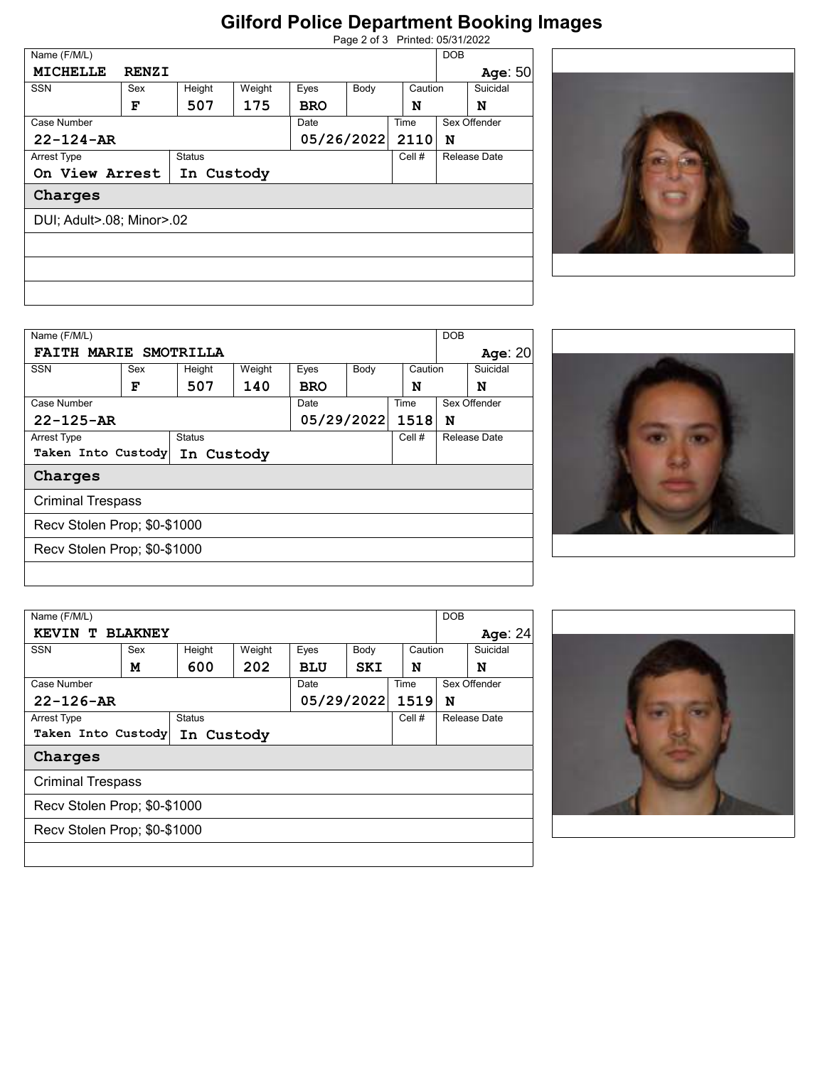# Gilford Police Department Booking Images

Printed: 05/31/2022

| Name (F/M/L) | | | | | | | | DOB | |
|---|---|---|---|---|---|---|---|---|---|
| MICHELLE RENZI | | | | | | | | | Age: 50 |
| SSN | Sex | Height | Weight | Eyes | Body | Caution | | | Suicidal |
| | F | 507 | 175 | BRO | | N | | | N |
| Case Number | | | | Date | | Time | | Sex Offender | |
| 22-124-AR | | | | 05/26/2022 | | 2110 | | N | |
| Arrest Type | | Status | | | | Cell # | | Release Date | |
| On View Arrest | | In Custody | | | | | | | |

**Charges**

- DUI; Adult>.08; Minor>.02

| Name (F/M/L) | | | | | | | | DOB | |
|---|---|---|---|---|---|---|---|---|---|
| FAITH MARIE SMOTRILLA | | | | | | | | | Age: 20 |
| SSN | Sex | Height | Weight | Eyes | Body | Caution | | | Suicidal |
| | F | 507 | 140 | BRO | | N | | | N |
| Case Number | | | | Date | | Time | | Sex Offender | |
| 22-125-AR | | | | 05/29/2022 | | 1518 | | N | |
| Arrest Type | | Status | | | | Cell # | | Release Date | |
| Taken Into Custody | | In Custody | | | | | | | |

**Charges**

- Criminal Trespass
- Recv Stolen Prop; $0-$1000
- Recv Stolen Prop; $0-$1000

| Name (F/M/L) | | | | | | | | DOB | |
|---|---|---|---|---|---|---|---|---|---|
| KEVIN T BLAKNEY | | | | | | | | | Age: 24 |
| SSN | Sex | Height | Weight | Eyes | Body | Caution | | | Suicidal |
| | M | 600 | 202 | BLU | SKI | N | | | N |
| Case Number | | | | Date | | Time | | Sex Offender | |
| 22-126-AR | | | | 05/29/2022 | | 1519 | | N | |
| Arrest Type | | Status | | | | Cell # | | Release Date | |
| Taken Into Custody | | In Custody | | | | | | | |

**Charges**

- Criminal Trespass
- Recv Stolen Prop; $0-$1000
- Recv Stolen Prop; $0-$1000